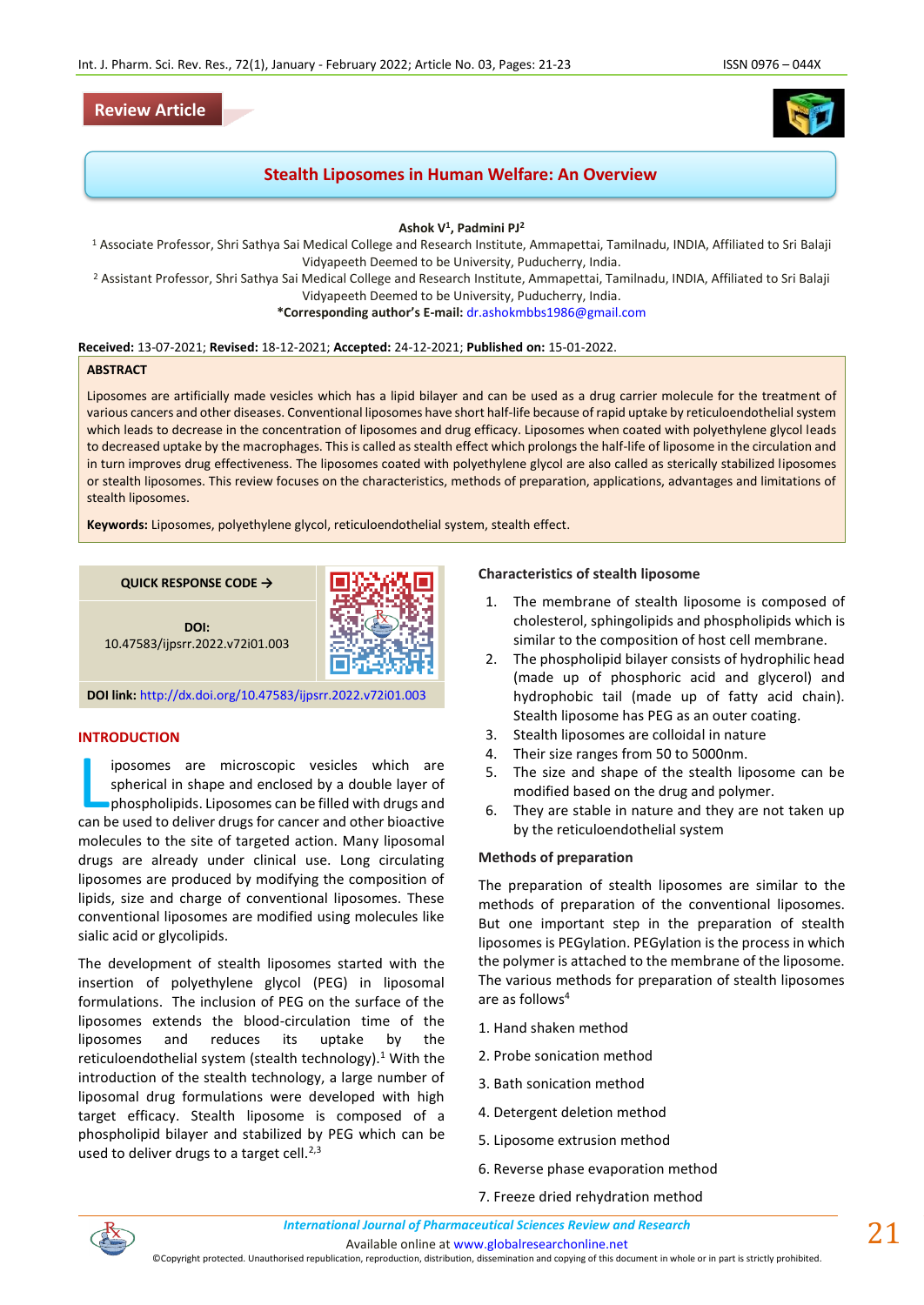Review Article

# Stealth Liposomes in Human Welfare: An Overview

**Ashok V[1], Padmini PJ[2]**

[1] Associate Professor, Shri Sathya Sai Medical College and Research Institute, Ammapettai, Tamilnadu, INDIA, Affiliated to Sri Balaji Vidyapeeth Deemed to be University, Puducherry, India.

[2] Assistant Professor, Shri Sathya Sai Medical College and Research Institute, Ammapettai, Tamilnadu, INDIA, Affiliated to Sri Balaji Vidyapeeth Deemed to be University, Puducherry, India.

**\*Corresponding author's E-mail:** dr.ashokmbbs1986@gmail.com

**Received:** 13-07-2021; **Revised:** 18-12-2021; **Accepted:** 24-12-2021; **Published on:** 15-01-2022.

## ABSTRACT

Liposomes are artificially made vesicles which has a lipid bilayer and can be used as a drug carrier molecule for the treatment of various cancers and other diseases. Conventional liposomes have short half-life because of rapid uptake by reticuloendothelial system which leads to decrease in the concentration of liposomes and drug efficacy. Liposomes when coated with polyethylene glycol leads to decreased uptake by the macrophages. This is called as stealth effect which prolongs the half-life of liposome in the circulation and in turn improves drug effectiveness. The liposomes coated with polyethylene glycol are also called as sterically stabilized liposomes or stealth liposomes. This review focuses on the characteristics, methods of preparation, applications, advantages and limitations of stealth liposomes.

**Keywords:** Liposomes, polyethylene glycol, reticuloendothelial system, stealth effect.

QUICK RESPONSE CODE →

**DOI:** 10.47583/ijpsrr.2022.v72i01.003

**DOI link:** http://dx.doi.org/10.47583/ijpsrr.2022.v72i01.003

## INTRODUCTION

Liposomes are microscopic vesicles which are spherical in shape and enclosed by a double layer of phospholipids. Liposomes can be filled with drugs and can be used to deliver drugs for cancer and other bioactive molecules to the site of targeted action. Many liposomal drugs are already under clinical use. Long circulating liposomes are produced by modifying the composition of lipids, size and charge of conventional liposomes. These conventional liposomes are modified using molecules like sialic acid or glycolipids.

The development of stealth liposomes started with the insertion of polyethylene glycol (PEG) in liposomal formulations. The inclusion of PEG on the surface of the liposomes extends the blood-circulation time of the liposomes and reduces its uptake by the reticuloendothelial system (stealth technology).[1] With the introduction of the stealth technology, a large number of liposomal drug formulations were developed with high target efficacy. Stealth liposome is composed of a phospholipid bilayer and stabilized by PEG which can be used to deliver drugs to a target cell.[2,3]

### Characteristics of stealth liposome

1. The membrane of stealth liposome is composed of cholesterol, sphingolipids and phospholipids which is similar to the composition of host cell membrane.
2. The phospholipid bilayer consists of hydrophilic head (made up of phosphoric acid and glycerol) and hydrophobic tail (made up of fatty acid chain). Stealth liposome has PEG as an outer coating.
3. Stealth liposomes are colloidal in nature
4. Their size ranges from 50 to 5000nm.
5. The size and shape of the stealth liposome can be modified based on the drug and polymer.
6. They are stable in nature and they are not taken up by the reticuloendothelial system

### Methods of preparation

The preparation of stealth liposomes are similar to the methods of preparation of the conventional liposomes. But one important step in the preparation of stealth liposomes is PEGylation. PEGylation is the process in which the polymer is attached to the membrane of the liposome. The various methods for preparation of stealth liposomes are as follows[4]

1. Hand shaken method
2. Probe sonication method
3. Bath sonication method
4. Detergent deletion method
5. Liposome extrusion method
6. Reverse phase evaporation method
7. Freeze dried rehydration method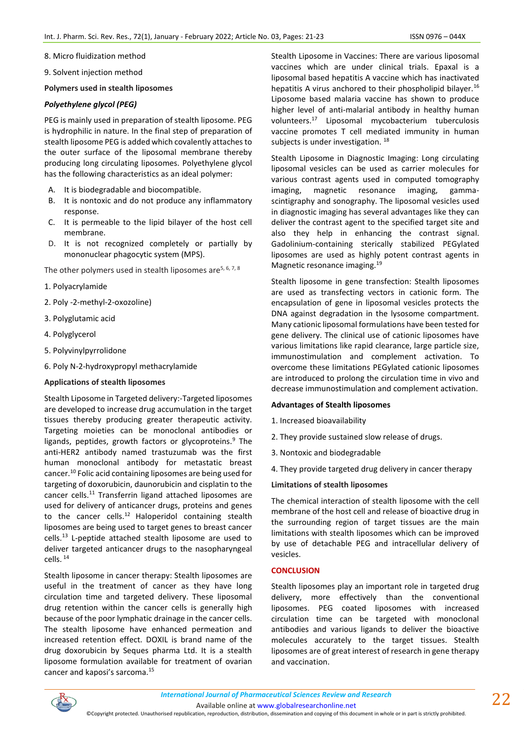8. Micro fluidization method

9. Solvent injection method

**Polymers used in stealth liposomes**

***Polyethylene glycol (PEG)***

PEG is mainly used in preparation of stealth liposome. PEG is hydrophilic in nature. In the final step of preparation of stealth liposome PEG is added which covalently attaches to the outer surface of the liposomal membrane thereby producing long circulating liposomes. Polyethylene glycol has the following characteristics as an ideal polymer:

A. It is biodegradable and biocompatible.
B. It is nontoxic and do not produce any inflammatory response.
C. It is permeable to the lipid bilayer of the host cell membrane.
D. It is not recognized completely or partially by mononuclear phagocytic system (MPS).

The other polymers used in stealth liposomes are[5, 6, 7, 8]

1. Polyacrylamide

2. Poly -2-methyl-2-oxozoline)

3. Polyglutamic acid

4. Polyglycerol

5. Polyvinylpyrrolidone

6. Poly N-2-hydroxypropyl methacrylamide

**Applications of stealth liposomes**

Stealth Liposome in Targeted delivery:-Targeted liposomes are developed to increase drug accumulation in the target tissues thereby producing greater therapeutic activity. Targeting moieties can be monoclonal antibodies or ligands, peptides, growth factors or glycoproteins.[9] The anti-HER2 antibody named trastuzumab was the first human monoclonal antibody for metastatic breast cancer.[10] Folic acid containing liposomes are being used for targeting of doxorubicin, daunorubicin and cisplatin to the cancer cells.[11] Transferrin ligand attached liposomes are used for delivery of anticancer drugs, proteins and genes to the cancer cells.[12] Haloperidol containing stealth liposomes are being used to target genes to breast cancer cells.[13] L-peptide attached stealth liposome are used to deliver targeted anticancer drugs to the nasopharyngeal cells. [14]

Stealth liposome in cancer therapy: Stealth liposomes are useful in the treatment of cancer as they have long circulation time and targeted delivery. These liposomal drug retention within the cancer cells is generally high because of the poor lymphatic drainage in the cancer cells. The stealth liposome have enhanced permeation and increased retention effect. DOXIL is brand name of the drug doxorubicin by Seques pharma Ltd. It is a stealth liposome formulation available for treatment of ovarian cancer and kaposi's sarcoma.[15]

Stealth Liposome in Vaccines: There are various liposomal vaccines which are under clinical trials. Epaxal is a liposomal based hepatitis A vaccine which has inactivated hepatitis A virus anchored to their phospholipid bilayer.[16] Liposome based malaria vaccine has shown to produce higher level of anti-malarial antibody in healthy human volunteers.[17] Liposomal mycobacterium tuberculosis vaccine promotes T cell mediated immunity in human subjects is under investigation. [18]

Stealth Liposome in Diagnostic Imaging: Long circulating liposomal vesicles can be used as carrier molecules for various contrast agents used in computed tomography imaging, magnetic resonance imaging, gamma-scintigraphy and sonography. The liposomal vesicles used in diagnostic imaging has several advantages like they can deliver the contrast agent to the specified target site and also they help in enhancing the contrast signal. Gadolinium-containing sterically stabilized PEGylated liposomes are used as highly potent contrast agents in Magnetic resonance imaging.[19]

Stealth liposome in gene transfection: Stealth liposomes are used as transfecting vectors in cationic form. The encapsulation of gene in liposomal vesicles protects the DNA against degradation in the lysosome compartment. Many cationic liposomal formulations have been tested for gene delivery. The clinical use of cationic liposomes have various limitations like rapid clearance, large particle size, immunostimulation and complement activation. To overcome these limitations PEGylated cationic liposomes are introduced to prolong the circulation time in vivo and decrease immunostimulation and complement activation.

**Advantages of Stealth liposomes**

1. Increased bioavailability

2. They provide sustained slow release of drugs.

3. Nontoxic and biodegradable

4. They provide targeted drug delivery in cancer therapy

**Limitations of stealth liposomes**

The chemical interaction of stealth liposome with the cell membrane of the host cell and release of bioactive drug in the surrounding region of target tissues are the main limitations with stealth liposomes which can be improved by use of detachable PEG and intracellular delivery of vesicles.

## CONCLUSION

Stealth liposomes play an important role in targeted drug delivery, more effectively than the conventional liposomes. PEG coated liposomes with increased circulation time can be targeted with monoclonal antibodies and various ligands to deliver the bioactive molecules accurately to the target tissues. Stealth liposomes are of great interest of research in gene therapy and vaccination.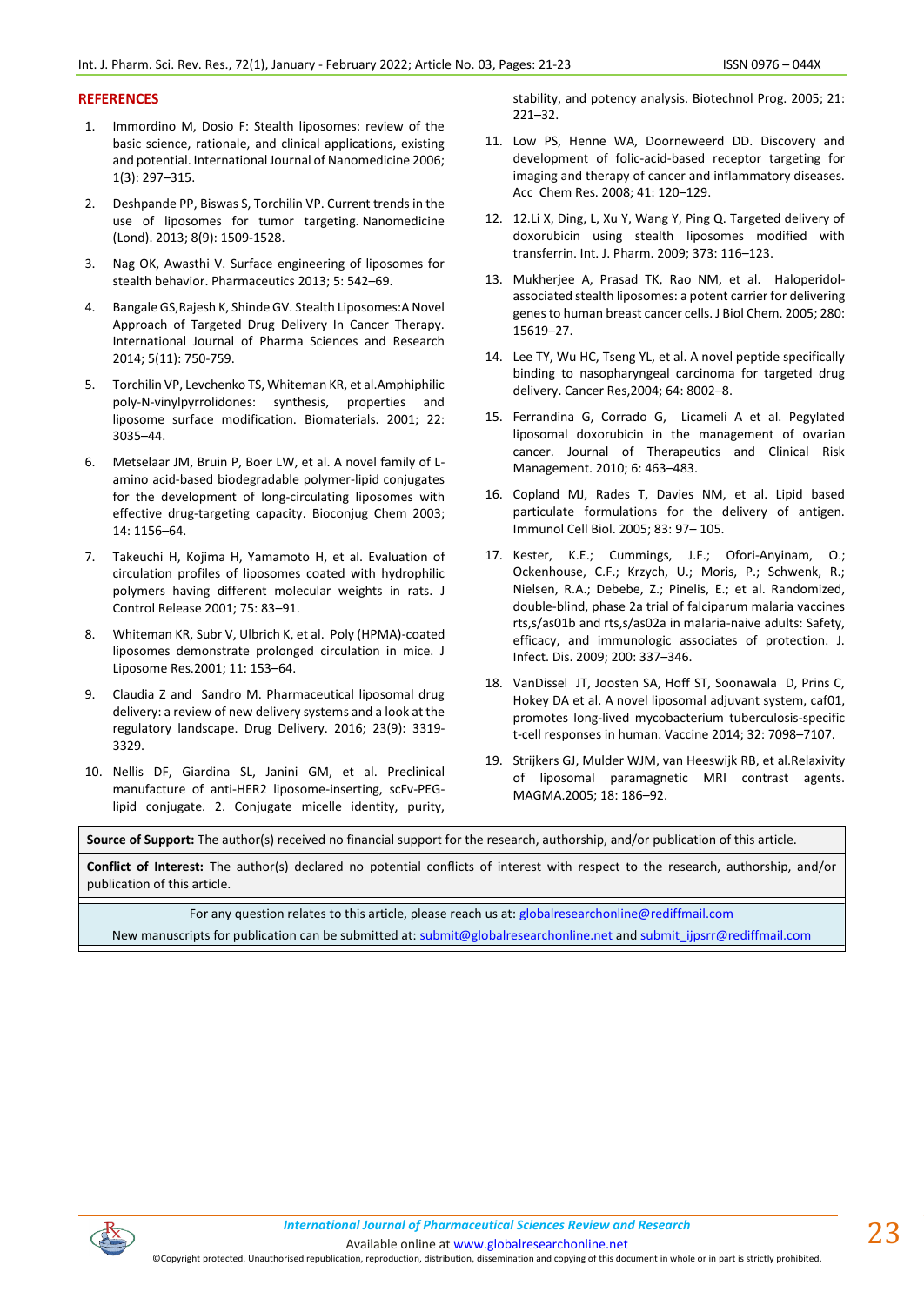## REFERENCES

1. Immordino M, Dosio F: Stealth liposomes: review of the basic science, rationale, and clinical applications, existing and potential. International Journal of Nanomedicine 2006; 1(3): 297–315.
2. Deshpande PP, Biswas S, Torchilin VP. Current trends in the use of liposomes for tumor targeting. Nanomedicine (Lond). 2013; 8(9): 1509-1528.
3. Nag OK, Awasthi V. Surface engineering of liposomes for stealth behavior. Pharmaceutics 2013; 5: 542–69.
4. Bangale GS,Rajesh K, Shinde GV. Stealth Liposomes:A Novel Approach of Targeted Drug Delivery In Cancer Therapy. International Journal of Pharma Sciences and Research 2014; 5(11): 750-759.
5. Torchilin VP, Levchenko TS, Whiteman KR, et al.Amphiphilic poly-N-vinylpyrrolidones: synthesis, properties and liposome surface modification. Biomaterials. 2001; 22: 3035–44.
6. Metselaar JM, Bruin P, Boer LW, et al. A novel family of L-amino acid-based biodegradable polymer-lipid conjugates for the development of long-circulating liposomes with effective drug-targeting capacity. Bioconjug Chem 2003; 14: 1156–64.
7. Takeuchi H, Kojima H, Yamamoto H, et al. Evaluation of circulation profiles of liposomes coated with hydrophilic polymers having different molecular weights in rats. J Control Release 2001; 75: 83–91.
8. Whiteman KR, Subr V, Ulbrich K, et al. Poly (HPMA)-coated liposomes demonstrate prolonged circulation in mice. J Liposome Res.2001; 11: 153–64.
9. Claudia Z and Sandro M. Pharmaceutical liposomal drug delivery: a review of new delivery systems and a look at the regulatory landscape. Drug Delivery. 2016; 23(9): 3319-3329.
10. Nellis DF, Giardina SL, Janini GM, et al. Preclinical manufacture of anti-HER2 liposome-inserting, scFv-PEG-lipid conjugate. 2. Conjugate micelle identity, purity, stability, and potency analysis. Biotechnol Prog. 2005; 21: 221–32.
11. Low PS, Henne WA, Doorneweerd DD. Discovery and development of folic-acid-based receptor targeting for imaging and therapy of cancer and inflammatory diseases. Acc Chem Res. 2008; 41: 120–129.
12. 12.Li X, Ding, L, Xu Y, Wang Y, Ping Q. Targeted delivery of doxorubicin using stealth liposomes modified with transferrin. Int. J. Pharm. 2009; 373: 116–123.
13. Mukherjee A, Prasad TK, Rao NM, et al. Haloperidol-associated stealth liposomes: a potent carrier for delivering genes to human breast cancer cells. J Biol Chem. 2005; 280: 15619–27.
14. Lee TY, Wu HC, Tseng YL, et al. A novel peptide specifically binding to nasopharyngeal carcinoma for targeted drug delivery. Cancer Res,2004; 64: 8002–8.
15. Ferrandina G, Corrado G, Licameli A et al. Pegylated liposomal doxorubicin in the management of ovarian cancer. Journal of Therapeutics and Clinical Risk Management. 2010; 6: 463–483.
16. Copland MJ, Rades T, Davies NM, et al. Lipid based particulate formulations for the delivery of antigen. Immunol Cell Biol. 2005; 83: 97– 105.
17. Kester, K.E.; Cummings, J.F.; Ofori-Anyinam, O.; Ockenhouse, C.F.; Krzych, U.; Moris, P.; Schwenk, R.; Nielsen, R.A.; Debebe, Z.; Pinelis, E.; et al. Randomized, double-blind, phase 2a trial of falciparum malaria vaccines rts,s/as01b and rts,s/as02a in malaria-naive adults: Safety, efficacy, and immunologic associates of protection. J. Infect. Dis. 2009; 200: 337–346.
18. VanDissel JT, Joosten SA, Hoff ST, Soonawala D, Prins C, Hokey DA et al. A novel liposomal adjuvant system, caf01, promotes long-lived mycobacterium tuberculosis-specific t-cell responses in human. Vaccine 2014; 32: 7098–7107.
19. Strijkers GJ, Mulder WJM, van Heeswijk RB, et al.Relaxivity of liposomal paramagnetic MRI contrast agents. MAGMA.2005; 18: 186–92.

**Source of Support:** The author(s) received no financial support for the research, authorship, and/or publication of this article.

**Conflict of Interest:** The author(s) declared no potential conflicts of interest with respect to the research, authorship, and/or publication of this article.

For any question relates to this article, please reach us at: globalresearchonline@rediffmail.com

New manuscripts for publication can be submitted at: submit@globalresearchonline.net and submit_ijpsrr@rediffmail.com